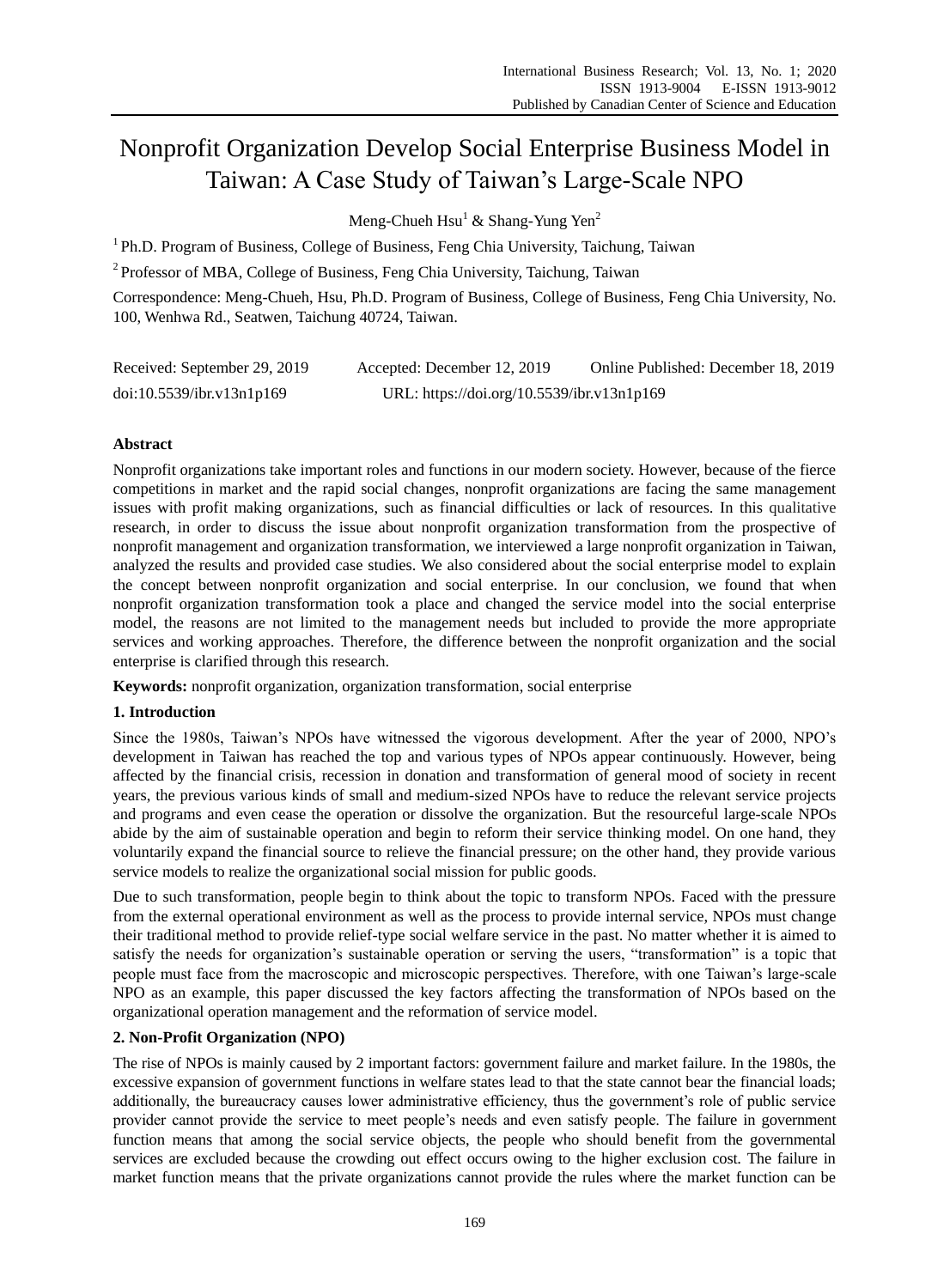# Nonprofit Organization Develop Social Enterprise Business Model in Taiwan: A Case Study of Taiwan's Large-Scale NPO

Meng-Chueh Hsu[1] & Shang-Yung Yen[2]

[1] Ph.D. Program of Business, College of Business, Feng Chia University, Taichung, Taiwan

[2] Professor of MBA, College of Business, Feng Chia University, Taichung, Taiwan

Correspondence: Meng-Chueh, Hsu, Ph.D. Program of Business, College of Business, Feng Chia University, No. 100, Wenhwa Rd., Seatwen, Taichung 40724, Taiwan.

Received: September 29, 2019 Accepted: December 12, 2019 Online Published: December 18, 2019

doi:10.5539/ibr.v13n1p169 URL: https://doi.org/10.5539/ibr.v13n1p169

**Abstract**

Nonprofit organizations take important roles and functions in our modern society. However, because of the fierce competitions in market and the rapid social changes, nonprofit organizations are facing the same management issues with profit making organizations, such as financial difficulties or lack of resources. In this qualitative research, in order to discuss the issue about nonprofit organization transformation from the prospective of nonprofit management and organization transformation, we interviewed a large nonprofit organization in Taiwan, analyzed the results and provided case studies. We also considered about the social enterprise model to explain the concept between nonprofit organization and social enterprise. In our conclusion, we found that when nonprofit organization transformation took a place and changed the service model into the social enterprise model, the reasons are not limited to the management needs but included to provide the more appropriate services and working approaches. Therefore, the difference between the nonprofit organization and the social enterprise is clarified through this research.

**Keywords:** nonprofit organization, organization transformation, social enterprise

## 1. Introduction

Since the 1980s, Taiwan's NPOs have witnessed the vigorous development. After the year of 2000, NPO's development in Taiwan has reached the top and various types of NPOs appear continuously. However, being affected by the financial crisis, recession in donation and transformation of general mood of society in recent years, the previous various kinds of small and medium-sized NPOs have to reduce the relevant service projects and programs and even cease the operation or dissolve the organization. But the resourceful large-scale NPOs abide by the aim of sustainable operation and begin to reform their service thinking model. On one hand, they voluntarily expand the financial source to relieve the financial pressure; on the other hand, they provide various service models to realize the organizational social mission for public goods.

Due to such transformation, people begin to think about the topic to transform NPOs. Faced with the pressure from the external operational environment as well as the process to provide internal service, NPOs must change their traditional method to provide relief-type social welfare service in the past. No matter whether it is aimed to satisfy the needs for organization's sustainable operation or serving the users, "transformation" is a topic that people must face from the macroscopic and microscopic perspectives. Therefore, with one Taiwan's large-scale NPO as an example, this paper discussed the key factors affecting the transformation of NPOs based on the organizational operation management and the reformation of service model.

## 2. Non-Profit Organization (NPO)

The rise of NPOs is mainly caused by 2 important factors: government failure and market failure. In the 1980s, the excessive expansion of government functions in welfare states lead to that the state cannot bear the financial loads; additionally, the bureaucracy causes lower administrative efficiency, thus the government's role of public service provider cannot provide the service to meet people's needs and even satisfy people. The failure in government function means that among the social service objects, the people who should benefit from the governmental services are excluded because the crowding out effect occurs owing to the higher exclusion cost. The failure in market function means that the private organizations cannot provide the rules where the market function can be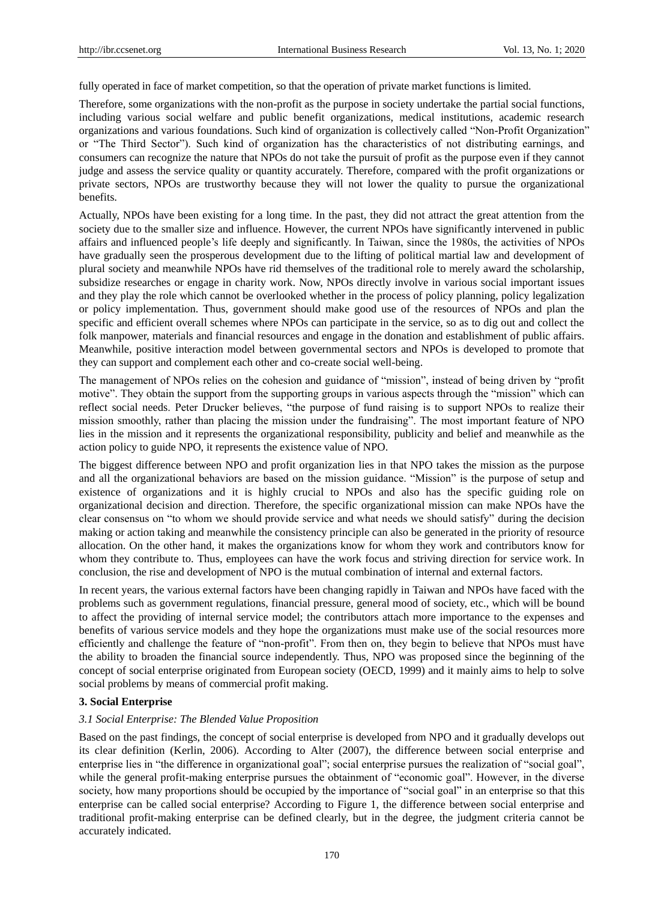fully operated in face of market competition, so that the operation of private market functions is limited.

Therefore, some organizations with the non-profit as the purpose in society undertake the partial social functions, including various social welfare and public benefit organizations, medical institutions, academic research organizations and various foundations. Such kind of organization is collectively called "Non-Profit Organization" or "The Third Sector"). Such kind of organization has the characteristics of not distributing earnings, and consumers can recognize the nature that NPOs do not take the pursuit of profit as the purpose even if they cannot judge and assess the service quality or quantity accurately. Therefore, compared with the profit organizations or private sectors, NPOs are trustworthy because they will not lower the quality to pursue the organizational benefits.

Actually, NPOs have been existing for a long time. In the past, they did not attract the great attention from the society due to the smaller size and influence. However, the current NPOs have significantly intervened in public affairs and influenced people's life deeply and significantly. In Taiwan, since the 1980s, the activities of NPOs have gradually seen the prosperous development due to the lifting of political martial law and development of plural society and meanwhile NPOs have rid themselves of the traditional role to merely award the scholarship, subsidize researches or engage in charity work. Now, NPOs directly involve in various social important issues and they play the role which cannot be overlooked whether in the process of policy planning, policy legalization or policy implementation. Thus, government should make good use of the resources of NPOs and plan the specific and efficient overall schemes where NPOs can participate in the service, so as to dig out and collect the folk manpower, materials and financial resources and engage in the donation and establishment of public affairs. Meanwhile, positive interaction model between governmental sectors and NPOs is developed to promote that they can support and complement each other and co-create social well-being.

The management of NPOs relies on the cohesion and guidance of "mission", instead of being driven by "profit motive". They obtain the support from the supporting groups in various aspects through the "mission" which can reflect social needs. Peter Drucker believes, "the purpose of fund raising is to support NPOs to realize their mission smoothly, rather than placing the mission under the fundraising". The most important feature of NPO lies in the mission and it represents the organizational responsibility, publicity and belief and meanwhile as the action policy to guide NPO, it represents the existence value of NPO.

The biggest difference between NPO and profit organization lies in that NPO takes the mission as the purpose and all the organizational behaviors are based on the mission guidance. "Mission" is the purpose of setup and existence of organizations and it is highly crucial to NPOs and also has the specific guiding role on organizational decision and direction. Therefore, the specific organizational mission can make NPOs have the clear consensus on "to whom we should provide service and what needs we should satisfy" during the decision making or action taking and meanwhile the consistency principle can also be generated in the priority of resource allocation. On the other hand, it makes the organizations know for whom they work and contributors know for whom they contribute to. Thus, employees can have the work focus and striving direction for service work. In conclusion, the rise and development of NPO is the mutual combination of internal and external factors.

In recent years, the various external factors have been changing rapidly in Taiwan and NPOs have faced with the problems such as government regulations, financial pressure, general mood of society, etc., which will be bound to affect the providing of internal service model; the contributors attach more importance to the expenses and benefits of various service models and they hope the organizations must make use of the social resources more efficiently and challenge the feature of "non-profit". From then on, they begin to believe that NPOs must have the ability to broaden the financial source independently. Thus, NPO was proposed since the beginning of the concept of social enterprise originated from European society (OECD, 1999) and it mainly aims to help to solve social problems by means of commercial profit making.

## 3. Social Enterprise

### *3.1 Social Enterprise: The Blended Value Proposition*

Based on the past findings, the concept of social enterprise is developed from NPO and it gradually develops out its clear definition (Kerlin, 2006). According to Alter (2007), the difference between social enterprise and enterprise lies in "the difference in organizational goal"; social enterprise pursues the realization of "social goal", while the general profit-making enterprise pursues the obtainment of "economic goal". However, in the diverse society, how many proportions should be occupied by the importance of "social goal" in an enterprise so that this enterprise can be called social enterprise? According to Figure 1, the difference between social enterprise and traditional profit-making enterprise can be defined clearly, but in the degree, the judgment criteria cannot be accurately indicated.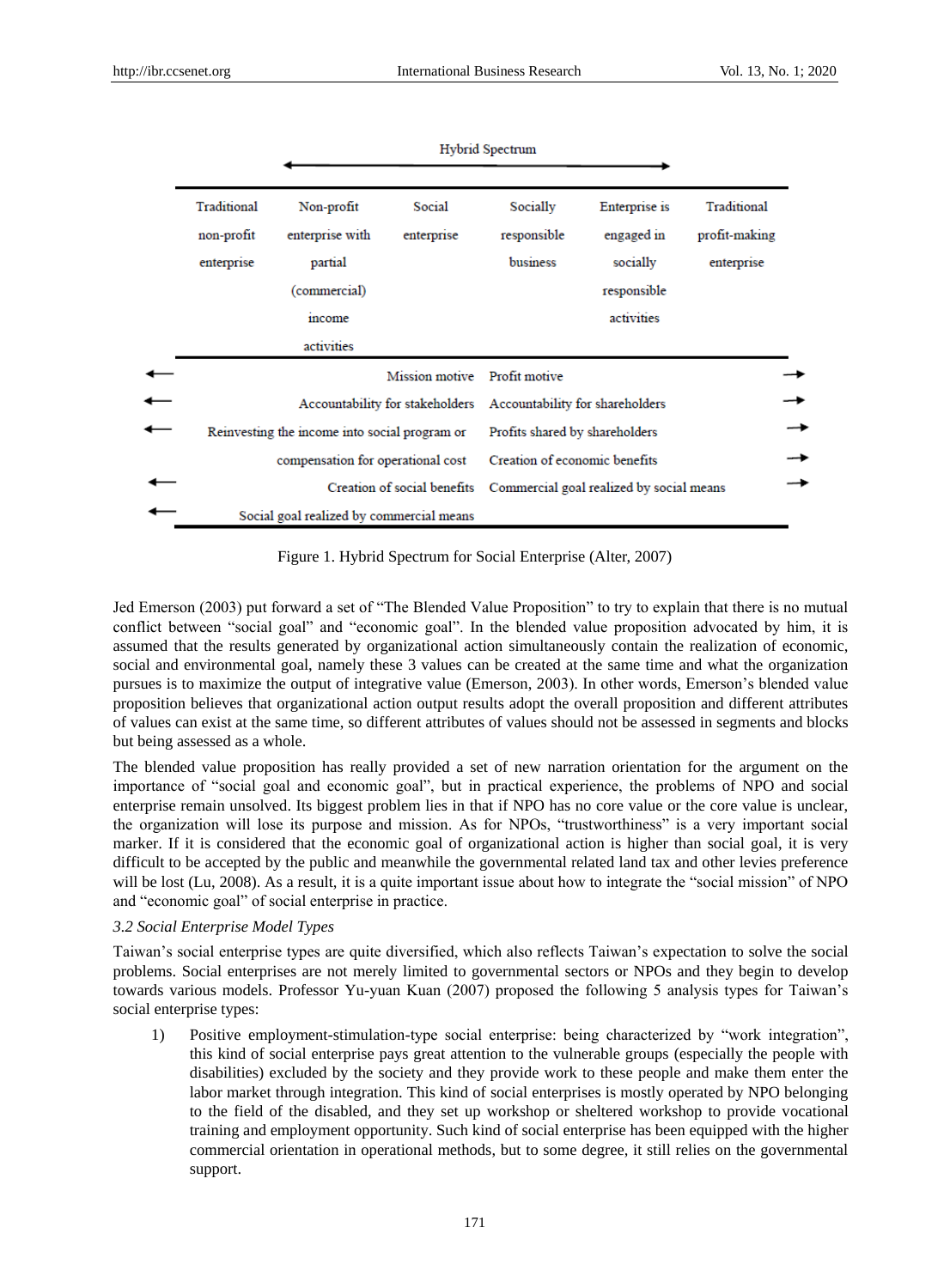| Traditional non-profit enterprise | Non-profit enterprise with partial (commercial) income activities | Social enterprise | Socially responsible business | Enterprise is engaged in socially responsible activities | Traditional profit-making enterprise |
|---|---|---|---|---|---|

Hybrid Spectrum ←→

| ← | | →|
|---|---|---|
| ← Mission motive | Profit motive → | |
| ← Accountability for stakeholders | Accountability for shareholders → | |
| ← Reinvesting the income into social program or compensation for operational cost | Profits shared by shareholders → | |
| | Creation of economic benefits → | |
| ← Creation of social benefits | Commercial goal realized by social means → | |
| ← Social goal realized by commercial means | | |

Figure 1. Hybrid Spectrum for Social Enterprise (Alter, 2007)

Jed Emerson (2003) put forward a set of "The Blended Value Proposition" to try to explain that there is no mutual conflict between "social goal" and "economic goal". In the blended value proposition advocated by him, it is assumed that the results generated by organizational action simultaneously contain the realization of economic, social and environmental goal, namely these 3 values can be created at the same time and what the organization pursues is to maximize the output of integrative value (Emerson, 2003). In other words, Emerson's blended value proposition believes that organizational action output results adopt the overall proposition and different attributes of values can exist at the same time, so different attributes of values should not be assessed in segments and blocks but being assessed as a whole.

The blended value proposition has really provided a set of new narration orientation for the argument on the importance of "social goal and economic goal", but in practical experience, the problems of NPO and social enterprise remain unsolved. Its biggest problem lies in that if NPO has no core value or the core value is unclear, the organization will lose its purpose and mission. As for NPOs, "trustworthiness" is a very important social marker. If it is considered that the economic goal of organizational action is higher than social goal, it is very difficult to be accepted by the public and meanwhile the governmental related land tax and other levies preference will be lost (Lu, 2008). As a result, it is a quite important issue about how to integrate the "social mission" of NPO and "economic goal" of social enterprise in practice.

### *3.2 Social Enterprise Model Types*

Taiwan's social enterprise types are quite diversified, which also reflects Taiwan's expectation to solve the social problems. Social enterprises are not merely limited to governmental sectors or NPOs and they begin to develop towards various models. Professor Yu-yuan Kuan (2007) proposed the following 5 analysis types for Taiwan's social enterprise types:

1) Positive employment-stimulation-type social enterprise: being characterized by "work integration", this kind of social enterprise pays great attention to the vulnerable groups (especially the people with disabilities) excluded by the society and they provide work to these people and make them enter the labor market through integration. This kind of social enterprises is mostly operated by NPO belonging to the field of the disabled, and they set up workshop or sheltered workshop to provide vocational training and employment opportunity. Such kind of social enterprise has been equipped with the higher commercial orientation in operational methods, but to some degree, it still relies on the governmental support.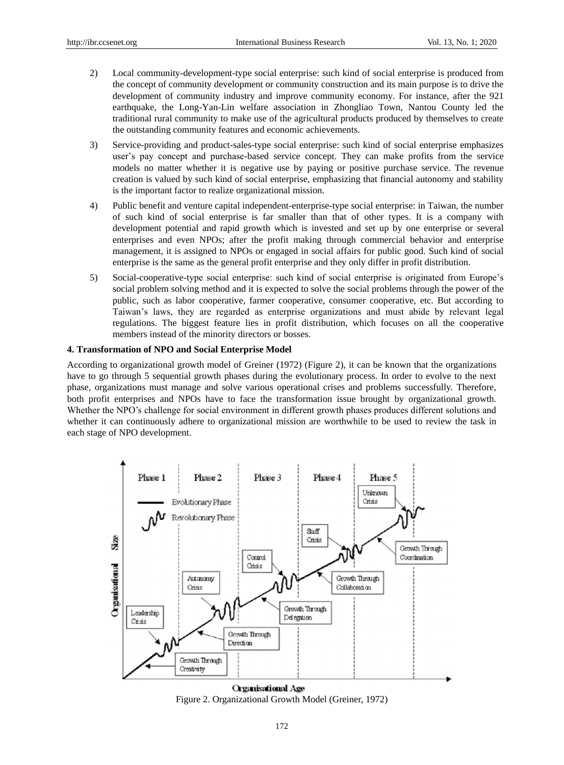2) Local community-development-type social enterprise: such kind of social enterprise is produced from the concept of community development or community construction and its main purpose is to drive the development of community industry and improve community economy. For instance, after the 921 earthquake, the Long-Yan-Lin welfare association in Zhongliao Town, Nantou County led the traditional rural community to make use of the agricultural products produced by themselves to create the outstanding community features and economic achievements.

3) Service-providing and product-sales-type social enterprise: such kind of social enterprise emphasizes user's pay concept and purchase-based service concept. They can make profits from the service models no matter whether it is negative use by paying or positive purchase service. The revenue creation is valued by such kind of social enterprise, emphasizing that financial autonomy and stability is the important factor to realize organizational mission.

4) Public benefit and venture capital independent-enterprise-type social enterprise: in Taiwan, the number of such kind of social enterprise is far smaller than that of other types. It is a company with development potential and rapid growth which is invested and set up by one enterprise or several enterprises and even NPOs; after the profit making through commercial behavior and enterprise management, it is assigned to NPOs or engaged in social affairs for public good. Such kind of social enterprise is the same as the general profit enterprise and they only differ in profit distribution.

5) Social-cooperative-type social enterprise: such kind of social enterprise is originated from Europe's social problem solving method and it is expected to solve the social problems through the power of the public, such as labor cooperative, farmer cooperative, consumer cooperative, etc. But according to Taiwan's laws, they are regarded as enterprise organizations and must abide by relevant legal regulations. The biggest feature lies in profit distribution, which focuses on all the cooperative members instead of the minority directors or bosses.

**4. Transformation of NPO and Social Enterprise Model**

According to organizational growth model of Greiner (1972) (Figure 2), it can be known that the organizations have to go through 5 sequential growth phases during the evolutionary process. In order to evolve to the next phase, organizations must manage and solve various operational crises and problems successfully. Therefore, both profit enterprises and NPOs have to face the transformation issue brought by organizational growth. Whether the NPO's challenge for social environment in different growth phases produces different solutions and whether it can continuously adhere to organizational mission are worthwhile to be used to review the task in each stage of NPO development.

Figure 2. Organizational Growth Model (Greiner, 1972)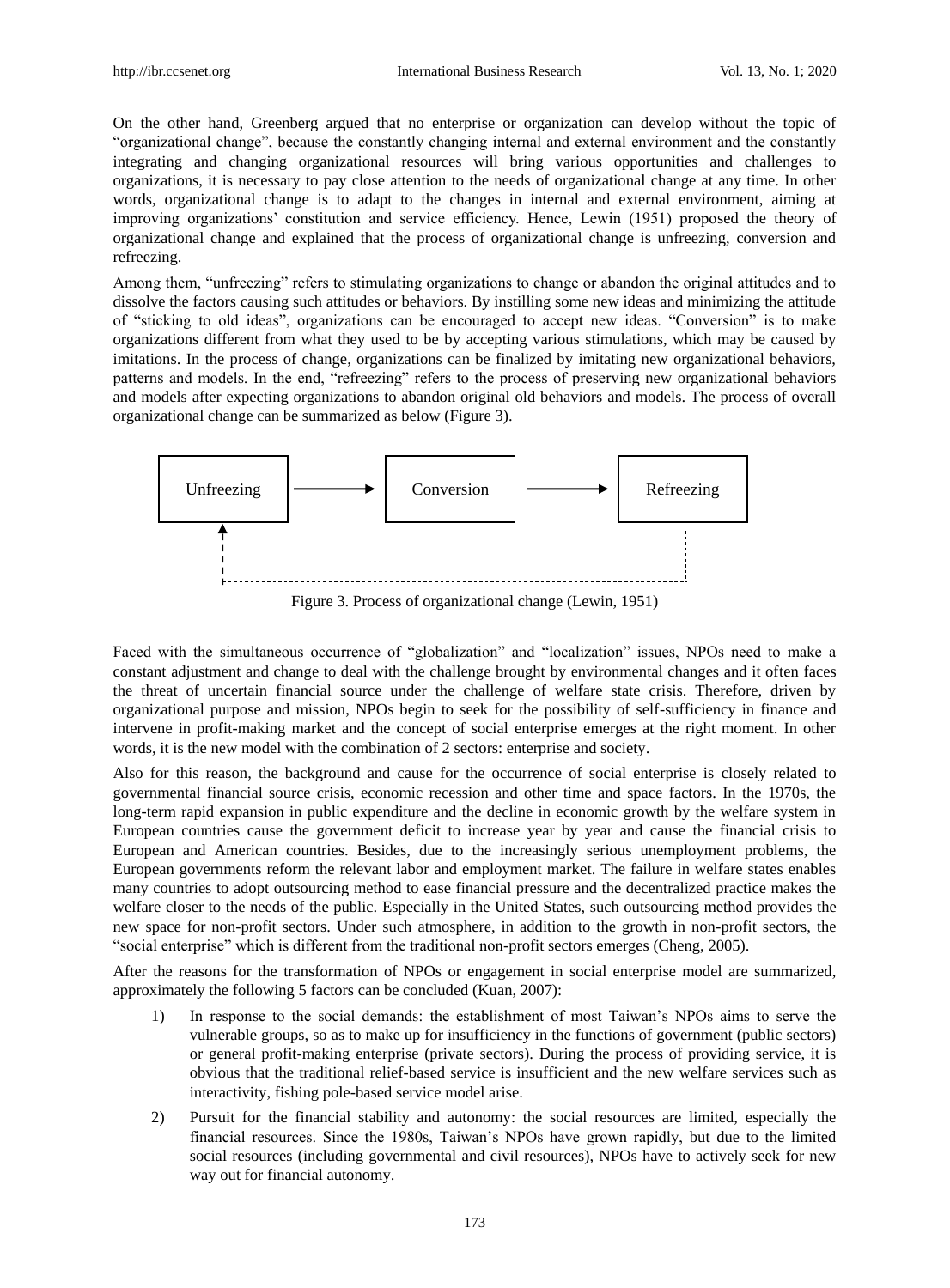On the other hand, Greenberg argued that no enterprise or organization can develop without the topic of "organizational change", because the constantly changing internal and external environment and the constantly integrating and changing organizational resources will bring various opportunities and challenges to organizations, it is necessary to pay close attention to the needs of organizational change at any time. In other words, organizational change is to adapt to the changes in internal and external environment, aiming at improving organizations' constitution and service efficiency. Hence, Lewin (1951) proposed the theory of organizational change and explained that the process of organizational change is unfreezing, conversion and refreezing.

Among them, "unfreezing" refers to stimulating organizations to change or abandon the original attitudes and to dissolve the factors causing such attitudes or behaviors. By instilling some new ideas and minimizing the attitude of "sticking to old ideas", organizations can be encouraged to accept new ideas. "Conversion" is to make organizations different from what they used to be by accepting various stimulations, which may be caused by imitations. In the process of change, organizations can be finalized by imitating new organizational behaviors, patterns and models. In the end, "refreezing" refers to the process of preserving new organizational behaviors and models after expecting organizations to abandon original old behaviors and models. The process of overall organizational change can be summarized as below (Figure 3).

Unfreezing → Conversion → Refreezing

Figure 3. Process of organizational change (Lewin, 1951)

Faced with the simultaneous occurrence of "globalization" and "localization" issues, NPOs need to make a constant adjustment and change to deal with the challenge brought by environmental changes and it often faces the threat of uncertain financial source under the challenge of welfare state crisis. Therefore, driven by organizational purpose and mission, NPOs begin to seek for the possibility of self-sufficiency in finance and intervene in profit-making market and the concept of social enterprise emerges at the right moment. In other words, it is the new model with the combination of 2 sectors: enterprise and society.

Also for this reason, the background and cause for the occurrence of social enterprise is closely related to governmental financial source crisis, economic recession and other time and space factors. In the 1970s, the long-term rapid expansion in public expenditure and the decline in economic growth by the welfare system in European countries cause the government deficit to increase year by year and cause the financial crisis to European and American countries. Besides, due to the increasingly serious unemployment problems, the European governments reform the relevant labor and employment market. The failure in welfare states enables many countries to adopt outsourcing method to ease financial pressure and the decentralized practice makes the welfare closer to the needs of the public. Especially in the United States, such outsourcing method provides the new space for non-profit sectors. Under such atmosphere, in addition to the growth in non-profit sectors, the "social enterprise" which is different from the traditional non-profit sectors emerges (Cheng, 2005).

After the reasons for the transformation of NPOs or engagement in social enterprise model are summarized, approximately the following 5 factors can be concluded (Kuan, 2007):

1) In response to the social demands: the establishment of most Taiwan's NPOs aims to serve the vulnerable groups, so as to make up for insufficiency in the functions of government (public sectors) or general profit-making enterprise (private sectors). During the process of providing service, it is obvious that the traditional relief-based service is insufficient and the new welfare services such as interactivity, fishing pole-based service model arise.

2) Pursuit for the financial stability and autonomy: the social resources are limited, especially the financial resources. Since the 1980s, Taiwan's NPOs have grown rapidly, but due to the limited social resources (including governmental and civil resources), NPOs have to actively seek for new way out for financial autonomy.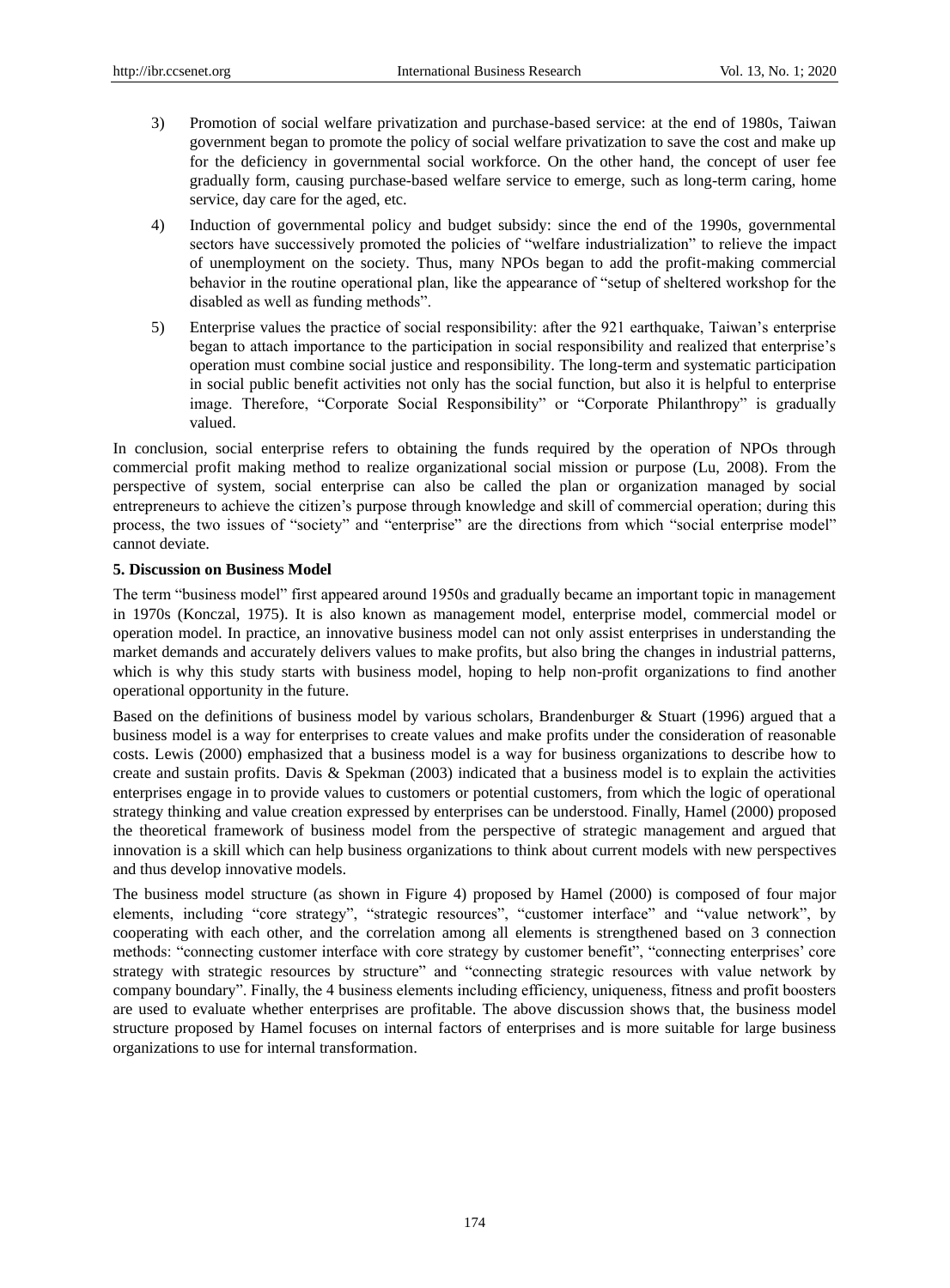3) Promotion of social welfare privatization and purchase-based service: at the end of 1980s, Taiwan government began to promote the policy of social welfare privatization to save the cost and make up for the deficiency in governmental social workforce. On the other hand, the concept of user fee gradually form, causing purchase-based welfare service to emerge, such as long-term caring, home service, day care for the aged, etc.

4) Induction of governmental policy and budget subsidy: since the end of the 1990s, governmental sectors have successively promoted the policies of "welfare industrialization" to relieve the impact of unemployment on the society. Thus, many NPOs began to add the profit-making commercial behavior in the routine operational plan, like the appearance of "setup of sheltered workshop for the disabled as well as funding methods".

5) Enterprise values the practice of social responsibility: after the 921 earthquake, Taiwan's enterprise began to attach importance to the participation in social responsibility and realized that enterprise's operation must combine social justice and responsibility. The long-term and systematic participation in social public benefit activities not only has the social function, but also it is helpful to enterprise image. Therefore, "Corporate Social Responsibility" or "Corporate Philanthropy" is gradually valued.

In conclusion, social enterprise refers to obtaining the funds required by the operation of NPOs through commercial profit making method to realize organizational social mission or purpose (Lu, 2008). From the perspective of system, social enterprise can also be called the plan or organization managed by social entrepreneurs to achieve the citizen's purpose through knowledge and skill of commercial operation; during this process, the two issues of "society" and "enterprise" are the directions from which "social enterprise model" cannot deviate.

## 5. Discussion on Business Model

The term "business model" first appeared around 1950s and gradually became an important topic in management in 1970s (Konczal, 1975). It is also known as management model, enterprise model, commercial model or operation model. In practice, an innovative business model can not only assist enterprises in understanding the market demands and accurately delivers values to make profits, but also bring the changes in industrial patterns, which is why this study starts with business model, hoping to help non-profit organizations to find another operational opportunity in the future.

Based on the definitions of business model by various scholars, Brandenburger & Stuart (1996) argued that a business model is a way for enterprises to create values and make profits under the consideration of reasonable costs. Lewis (2000) emphasized that a business model is a way for business organizations to describe how to create and sustain profits. Davis & Spekman (2003) indicated that a business model is to explain the activities enterprises engage in to provide values to customers or potential customers, from which the logic of operational strategy thinking and value creation expressed by enterprises can be understood. Finally, Hamel (2000) proposed the theoretical framework of business model from the perspective of strategic management and argued that innovation is a skill which can help business organizations to think about current models with new perspectives and thus develop innovative models.

The business model structure (as shown in Figure 4) proposed by Hamel (2000) is composed of four major elements, including "core strategy", "strategic resources", "customer interface" and "value network", by cooperating with each other, and the correlation among all elements is strengthened based on 3 connection methods: "connecting customer interface with core strategy by customer benefit", "connecting enterprises' core strategy with strategic resources by structure" and "connecting strategic resources with value network by company boundary". Finally, the 4 business elements including efficiency, uniqueness, fitness and profit boosters are used to evaluate whether enterprises are profitable. The above discussion shows that, the business model structure proposed by Hamel focuses on internal factors of enterprises and is more suitable for large business organizations to use for internal transformation.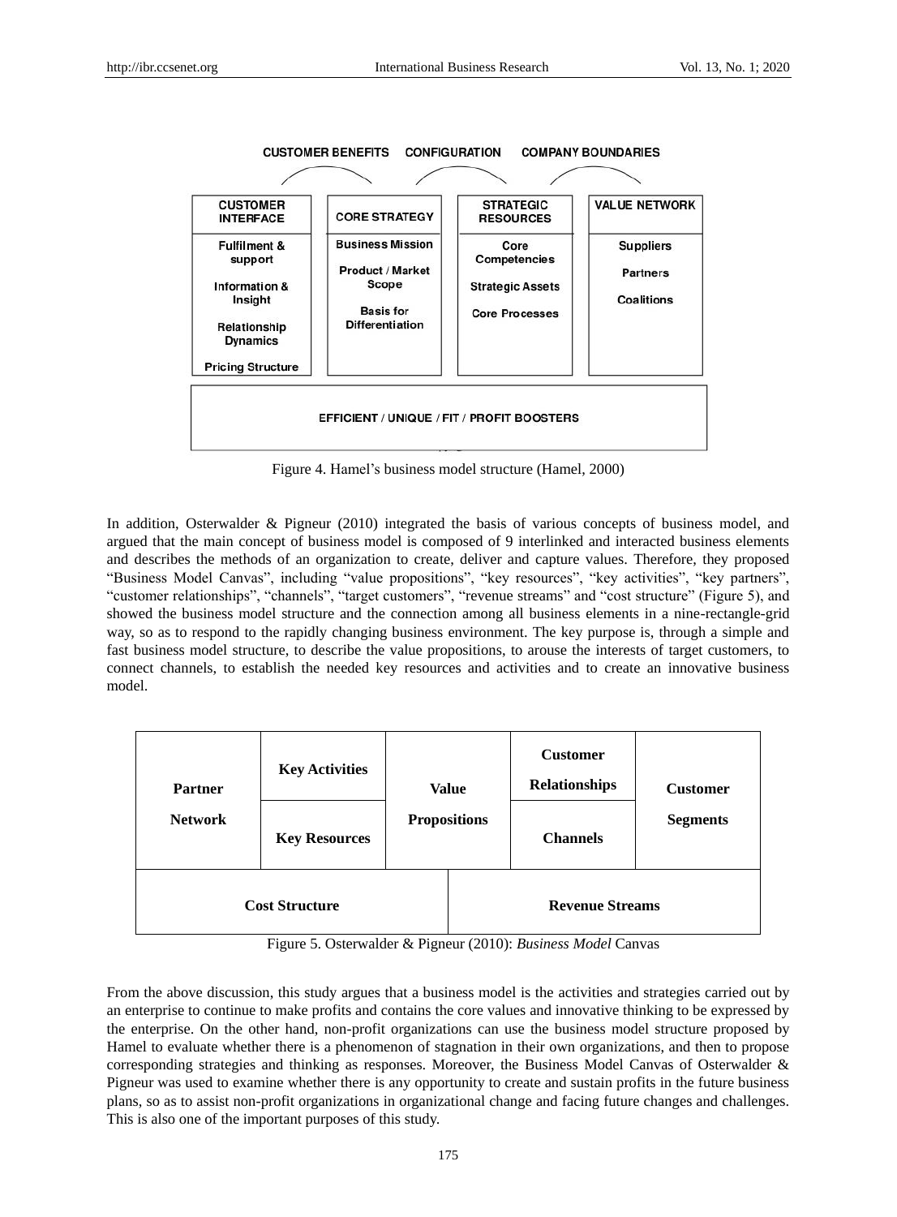| CUSTOMER INTERFACE | CORE STRATEGY | STRATEGIC RESOURCES | VALUE NETWORK |
|---|---|---|---|
| Fulfilment & support<br>Information & Insight<br>Relationship Dynamics<br>Pricing Structure | Business Mission<br>Product / Market Scope<br>Basis for Differentiation | Core Competencies<br>Strategic Assets<br>Core Processes | Suppliers<br>Partners<br>Coalitions |

CUSTOMER BENEFITS — CONFIGURATION — COMPANY BOUNDARIES

EFFICIENT / UNIQUE / FIT / PROFIT BOOSTERS

Figure 4. Hamel's business model structure (Hamel, 2000)

In addition, Osterwalder & Pigneur (2010) integrated the basis of various concepts of business model, and argued that the main concept of business model is composed of 9 interlinked and interacted business elements and describes the methods of an organization to create, deliver and capture values. Therefore, they proposed "Business Model Canvas", including "value propositions", "key resources", "key activities", "key partners", "customer relationships", "channels", "target customers", "revenue streams" and "cost structure" (Figure 5), and showed the business model structure and the connection among all business elements in a nine-rectangle-grid way, so as to respond to the rapidly changing business environment. The key purpose is, through a simple and fast business model structure, to describe the value propositions, to arouse the interests of target customers, to connect channels, to establish the needed key resources and activities and to create an innovative business model.

| Partner Network | Key Activities | Value Propositions | Customer Relationships | Customer Segments |
|---|---|---|---|---|
| | Key Resources | | Channels | |
| Cost Structure | | Revenue Streams | | |

Figure 5. Osterwalder & Pigneur (2010): *Business Model* Canvas

From the above discussion, this study argues that a business model is the activities and strategies carried out by an enterprise to continue to make profits and contains the core values and innovative thinking to be expressed by the enterprise. On the other hand, non-profit organizations can use the business model structure proposed by Hamel to evaluate whether there is a phenomenon of stagnation in their own organizations, and then to propose corresponding strategies and thinking as responses. Moreover, the Business Model Canvas of Osterwalder & Pigneur was used to examine whether there is any opportunity to create and sustain profits in the future business plans, so as to assist non-profit organizations in organizational change and facing future changes and challenges. This is also one of the important purposes of this study.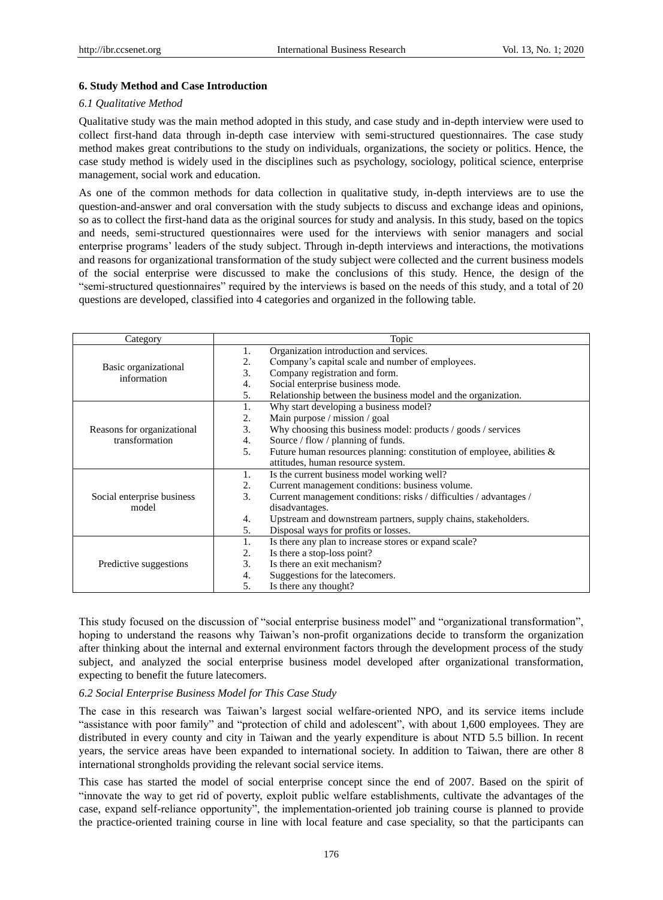## 6. Study Method and Case Introduction

### *6.1 Qualitative Method*

Qualitative study was the main method adopted in this study, and case study and in-depth interview were used to collect first-hand data through in-depth case interview with semi-structured questionnaires. The case study method makes great contributions to the study on individuals, organizations, the society or politics. Hence, the case study method is widely used in the disciplines such as psychology, sociology, political science, enterprise management, social work and education.

As one of the common methods for data collection in qualitative study, in-depth interviews are to use the question-and-answer and oral conversation with the study subjects to discuss and exchange ideas and opinions, so as to collect the first-hand data as the original sources for study and analysis. In this study, based on the topics and needs, semi-structured questionnaires were used for the interviews with senior managers and social enterprise programs' leaders of the study subject. Through in-depth interviews and interactions, the motivations and reasons for organizational transformation of the study subject were collected and the current business models of the social enterprise were discussed to make the conclusions of this study. Hence, the design of the "semi-structured questionnaires" required by the interviews is based on the needs of this study, and a total of 20 questions are developed, classified into 4 categories and organized in the following table.

| Category | Topic |
|---|---|
| Basic organizational information | 1. Organization introduction and services.<br>2. Company's capital scale and number of employees.<br>3. Company registration and form.<br>4. Social enterprise business mode.<br>5. Relationship between the business model and the organization. |
| Reasons for organizational transformation | 1. Why start developing a business model?<br>2. Main purpose / mission / goal<br>3. Why choosing this business model: products / goods / services<br>4. Source / flow / planning of funds.<br>5. Future human resources planning: constitution of employee, abilities & attitudes, human resource system. |
| Social enterprise business model | 1. Is the current business model working well?<br>2. Current management conditions: business volume.<br>3. Current management conditions: risks / difficulties / advantages / disadvantages.<br>4. Upstream and downstream partners, supply chains, stakeholders.<br>5. Disposal ways for profits or losses. |
| Predictive suggestions | 1. Is there any plan to increase stores or expand scale?<br>2. Is there a stop-loss point?<br>3. Is there an exit mechanism?<br>4. Suggestions for the latecomers.<br>5. Is there any thought? |

This study focused on the discussion of "social enterprise business model" and "organizational transformation", hoping to understand the reasons why Taiwan's non-profit organizations decide to transform the organization after thinking about the internal and external environment factors through the development process of the study subject, and analyzed the social enterprise business model developed after organizational transformation, expecting to benefit the future latecomers.

### *6.2 Social Enterprise Business Model for This Case Study*

The case in this research was Taiwan's largest social welfare-oriented NPO, and its service items include "assistance with poor family" and "protection of child and adolescent", with about 1,600 employees. They are distributed in every county and city in Taiwan and the yearly expenditure is about NTD 5.5 billion. In recent years, the service areas have been expanded to international society. In addition to Taiwan, there are other 8 international strongholds providing the relevant social service items.

This case has started the model of social enterprise concept since the end of 2007. Based on the spirit of "innovate the way to get rid of poverty, exploit public welfare establishments, cultivate the advantages of the case, expand self-reliance opportunity", the implementation-oriented job training course is planned to provide the practice-oriented training course in line with local feature and case speciality, so that the participants can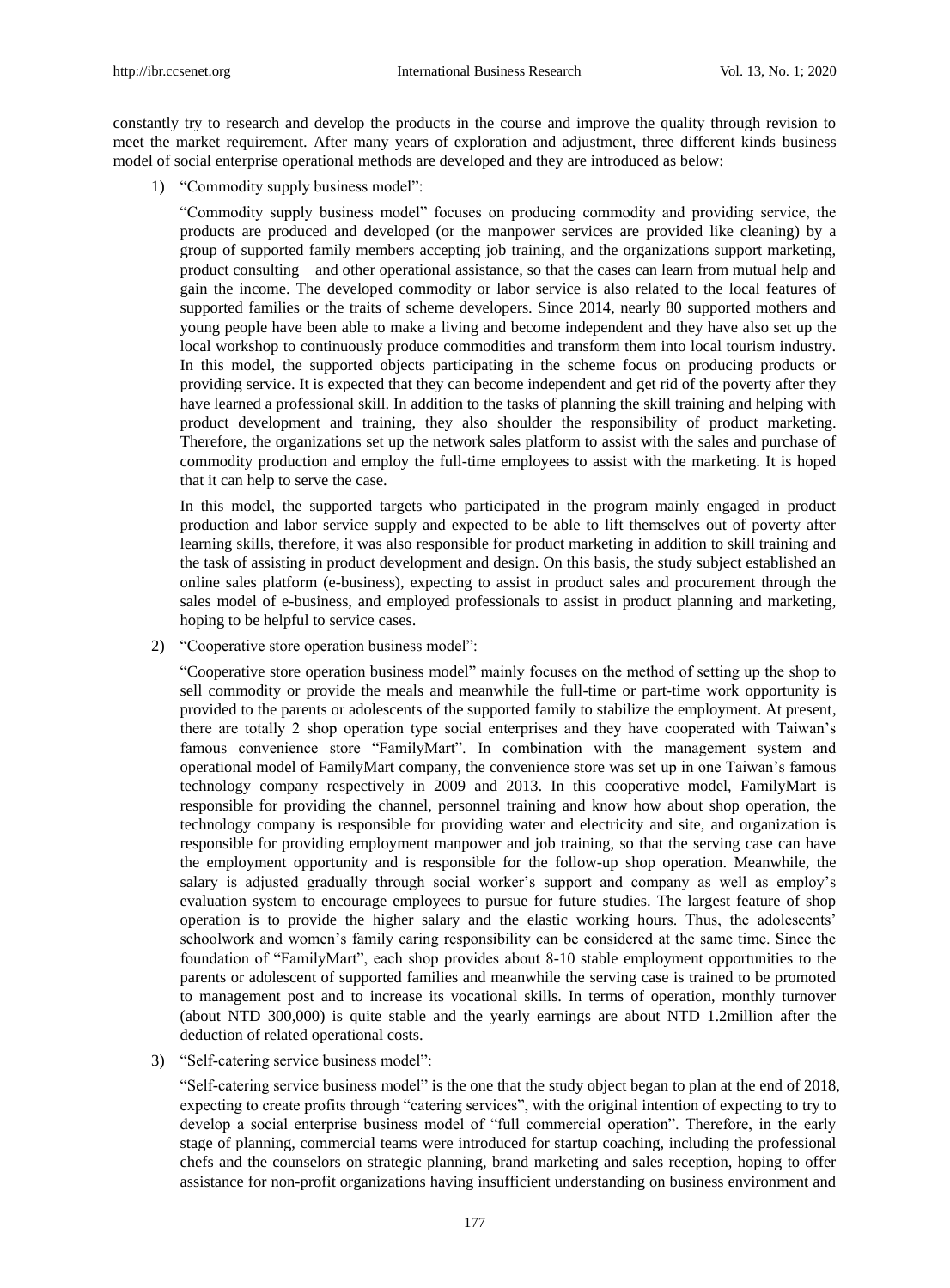constantly try to research and develop the products in the course and improve the quality through revision to meet the market requirement. After many years of exploration and adjustment, three different kinds business model of social enterprise operational methods are developed and they are introduced as below:

1) "Commodity supply business model":

   "Commodity supply business model" focuses on producing commodity and providing service, the products are produced and developed (or the manpower services are provided like cleaning) by a group of supported family members accepting job training, and the organizations support marketing, product consulting and other operational assistance, so that the cases can learn from mutual help and gain the income. The developed commodity or labor service is also related to the local features of supported families or the traits of scheme developers. Since 2014, nearly 80 supported mothers and young people have been able to make a living and become independent and they have also set up the local workshop to continuously produce commodities and transform them into local tourism industry. In this model, the supported objects participating in the scheme focus on producing products or providing service. It is expected that they can become independent and get rid of the poverty after they have learned a professional skill. In addition to the tasks of planning the skill training and helping with product development and training, they also shoulder the responsibility of product marketing. Therefore, the organizations set up the network sales platform to assist with the sales and purchase of commodity production and employ the full-time employees to assist with the marketing. It is hoped that it can help to serve the case.

   In this model, the supported targets who participated in the program mainly engaged in product production and labor service supply and expected to be able to lift themselves out of poverty after learning skills, therefore, it was also responsible for product marketing in addition to skill training and the task of assisting in product development and design. On this basis, the study subject established an online sales platform (e-business), expecting to assist in product sales and procurement through the sales model of e-business, and employed professionals to assist in product planning and marketing, hoping to be helpful to service cases.

2) "Cooperative store operation business model":

   "Cooperative store operation business model" mainly focuses on the method of setting up the shop to sell commodity or provide the meals and meanwhile the full-time or part-time work opportunity is provided to the parents or adolescents of the supported family to stabilize the employment. At present, there are totally 2 shop operation type social enterprises and they have cooperated with Taiwan's famous convenience store "FamilyMart". In combination with the management system and operational model of FamilyMart company, the convenience store was set up in one Taiwan's famous technology company respectively in 2009 and 2013. In this cooperative model, FamilyMart is responsible for providing the channel, personnel training and know how about shop operation, the technology company is responsible for providing water and electricity and site, and organization is responsible for providing employment manpower and job training, so that the serving case can have the employment opportunity and is responsible for the follow-up shop operation. Meanwhile, the salary is adjusted gradually through social worker's support and company as well as employ's evaluation system to encourage employees to pursue for future studies. The largest feature of shop operation is to provide the higher salary and the elastic working hours. Thus, the adolescents' schoolwork and women's family caring responsibility can be considered at the same time. Since the foundation of "FamilyMart", each shop provides about 8-10 stable employment opportunities to the parents or adolescent of supported families and meanwhile the serving case is trained to be promoted to management post and to increase its vocational skills. In terms of operation, monthly turnover (about NTD 300,000) is quite stable and the yearly earnings are about NTD 1.2million after the deduction of related operational costs.

3) "Self-catering service business model":

   "Self-catering service business model" is the one that the study object began to plan at the end of 2018, expecting to create profits through "catering services", with the original intention of expecting to try to develop a social enterprise business model of "full commercial operation". Therefore, in the early stage of planning, commercial teams were introduced for startup coaching, including the professional chefs and the counselors on strategic planning, brand marketing and sales reception, hoping to offer assistance for non-profit organizations having insufficient understanding on business environment and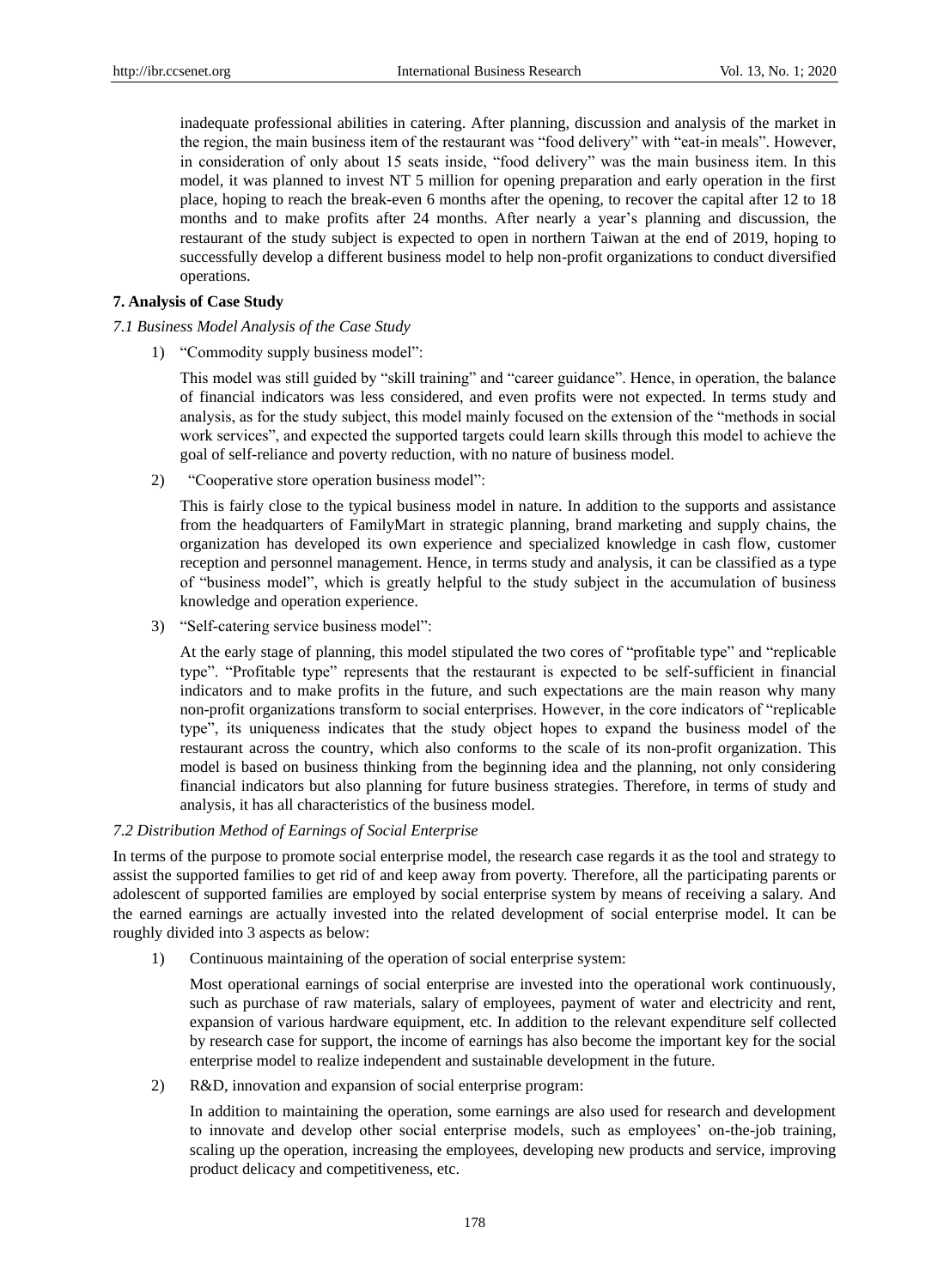inadequate professional abilities in catering. After planning, discussion and analysis of the market in the region, the main business item of the restaurant was "food delivery" with "eat-in meals". However, in consideration of only about 15 seats inside, "food delivery" was the main business item. In this model, it was planned to invest NT 5 million for opening preparation and early operation in the first place, hoping to reach the break-even 6 months after the opening, to recover the capital after 12 to 18 months and to make profits after 24 months. After nearly a year's planning and discussion, the restaurant of the study subject is expected to open in northern Taiwan at the end of 2019, hoping to successfully develop a different business model to help non-profit organizations to conduct diversified operations.

## 7. Analysis of Case Study

### *7.1 Business Model Analysis of the Case Study*

1) "Commodity supply business model":

   This model was still guided by "skill training" and "career guidance". Hence, in operation, the balance of financial indicators was less considered, and even profits were not expected. In terms study and analysis, as for the study subject, this model mainly focused on the extension of the "methods in social work services", and expected the supported targets could learn skills through this model to achieve the goal of self-reliance and poverty reduction, with no nature of business model.

2) "Cooperative store operation business model":

   This is fairly close to the typical business model in nature. In addition to the supports and assistance from the headquarters of FamilyMart in strategic planning, brand marketing and supply chains, the organization has developed its own experience and specialized knowledge in cash flow, customer reception and personnel management. Hence, in terms study and analysis, it can be classified as a type of "business model", which is greatly helpful to the study subject in the accumulation of business knowledge and operation experience.

3) "Self-catering service business model":

   At the early stage of planning, this model stipulated the two cores of "profitable type" and "replicable type". "Profitable type" represents that the restaurant is expected to be self-sufficient in financial indicators and to make profits in the future, and such expectations are the main reason why many non-profit organizations transform to social enterprises. However, in the core indicators of "replicable type", its uniqueness indicates that the study object hopes to expand the business model of the restaurant across the country, which also conforms to the scale of its non-profit organization. This model is based on business thinking from the beginning idea and the planning, not only considering financial indicators but also planning for future business strategies. Therefore, in terms of study and analysis, it has all characteristics of the business model.

### *7.2 Distribution Method of Earnings of Social Enterprise*

In terms of the purpose to promote social enterprise model, the research case regards it as the tool and strategy to assist the supported families to get rid of and keep away from poverty. Therefore, all the participating parents or adolescent of supported families are employed by social enterprise system by means of receiving a salary. And the earned earnings are actually invested into the related development of social enterprise model. It can be roughly divided into 3 aspects as below:

1) Continuous maintaining of the operation of social enterprise system:

   Most operational earnings of social enterprise are invested into the operational work continuously, such as purchase of raw materials, salary of employees, payment of water and electricity and rent, expansion of various hardware equipment, etc. In addition to the relevant expenditure self collected by research case for support, the income of earnings has also become the important key for the social enterprise model to realize independent and sustainable development in the future.

2) R&D, innovation and expansion of social enterprise program:

   In addition to maintaining the operation, some earnings are also used for research and development to innovate and develop other social enterprise models, such as employees' on-the-job training, scaling up the operation, increasing the employees, developing new products and service, improving product delicacy and competitiveness, etc.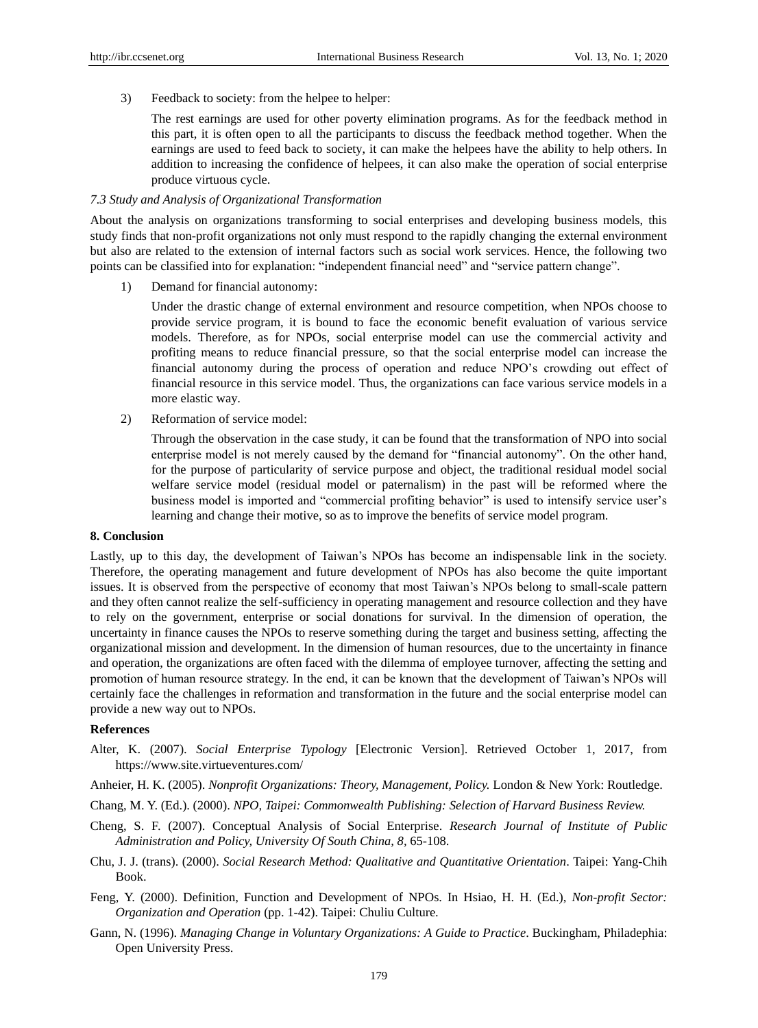3) Feedback to society: from the helpee to helper:

   The rest earnings are used for other poverty elimination programs. As for the feedback method in this part, it is often open to all the participants to discuss the feedback method together. When the earnings are used to feed back to society, it can make the helpees have the ability to help others. In addition to increasing the confidence of helpees, it can also make the operation of social enterprise produce virtuous cycle.

### *7.3 Study and Analysis of Organizational Transformation*

About the analysis on organizations transforming to social enterprises and developing business models, this study finds that non-profit organizations not only must respond to the rapidly changing the external environment but also are related to the extension of internal factors such as social work services. Hence, the following two points can be classified into for explanation: "independent financial need" and "service pattern change".

1) Demand for financial autonomy:

   Under the drastic change of external environment and resource competition, when NPOs choose to provide service program, it is bound to face the economic benefit evaluation of various service models. Therefore, as for NPOs, social enterprise model can use the commercial activity and profiting means to reduce financial pressure, so that the social enterprise model can increase the financial autonomy during the process of operation and reduce NPO's crowding out effect of financial resource in this service model. Thus, the organizations can face various service models in a more elastic way.

2) Reformation of service model:

   Through the observation in the case study, it can be found that the transformation of NPO into social enterprise model is not merely caused by the demand for "financial autonomy". On the other hand, for the purpose of particularity of service purpose and object, the traditional residual model social welfare service model (residual model or paternalism) in the past will be reformed where the business model is imported and "commercial profiting behavior" is used to intensify service user's learning and change their motive, so as to improve the benefits of service model program.

## 8. Conclusion

Lastly, up to this day, the development of Taiwan's NPOs has become an indispensable link in the society. Therefore, the operating management and future development of NPOs has also become the quite important issues. It is observed from the perspective of economy that most Taiwan's NPOs belong to small-scale pattern and they often cannot realize the self-sufficiency in operating management and resource collection and they have to rely on the government, enterprise or social donations for survival. In the dimension of operation, the uncertainty in finance causes the NPOs to reserve something during the target and business setting, affecting the organizational mission and development. In the dimension of human resources, due to the uncertainty in finance and operation, the organizations are often faced with the dilemma of employee turnover, affecting the setting and promotion of human resource strategy. In the end, it can be known that the development of Taiwan's NPOs will certainly face the challenges in reformation and transformation in the future and the social enterprise model can provide a new way out to NPOs.

## References

Alter, K. (2007). *Social Enterprise Typology* [Electronic Version]. Retrieved October 1, 2017, from https://www.site.virtueventures.com/

Anheier, H. K. (2005). *Nonprofit Organizations: Theory, Management, Policy.* London & New York: Routledge.

Chang, M. Y. (Ed.). (2000). *NPO, Taipei: Commonwealth Publishing: Selection of Harvard Business Review.*

Cheng, S. F. (2007). Conceptual Analysis of Social Enterprise. *Research Journal of Institute of Public Administration and Policy, University Of South China, 8,* 65-108.

Chu, J. J. (trans). (2000). *Social Research Method: Qualitative and Quantitative Orientation*. Taipei: Yang-Chih Book.

Feng, Y. (2000). Definition, Function and Development of NPOs. In Hsiao, H. H. (Ed.), *Non-profit Sector: Organization and Operation* (pp. 1-42). Taipei: Chuliu Culture.

Gann, N. (1996). *Managing Change in Voluntary Organizations: A Guide to Practice*. Buckingham, Philadephia: Open University Press.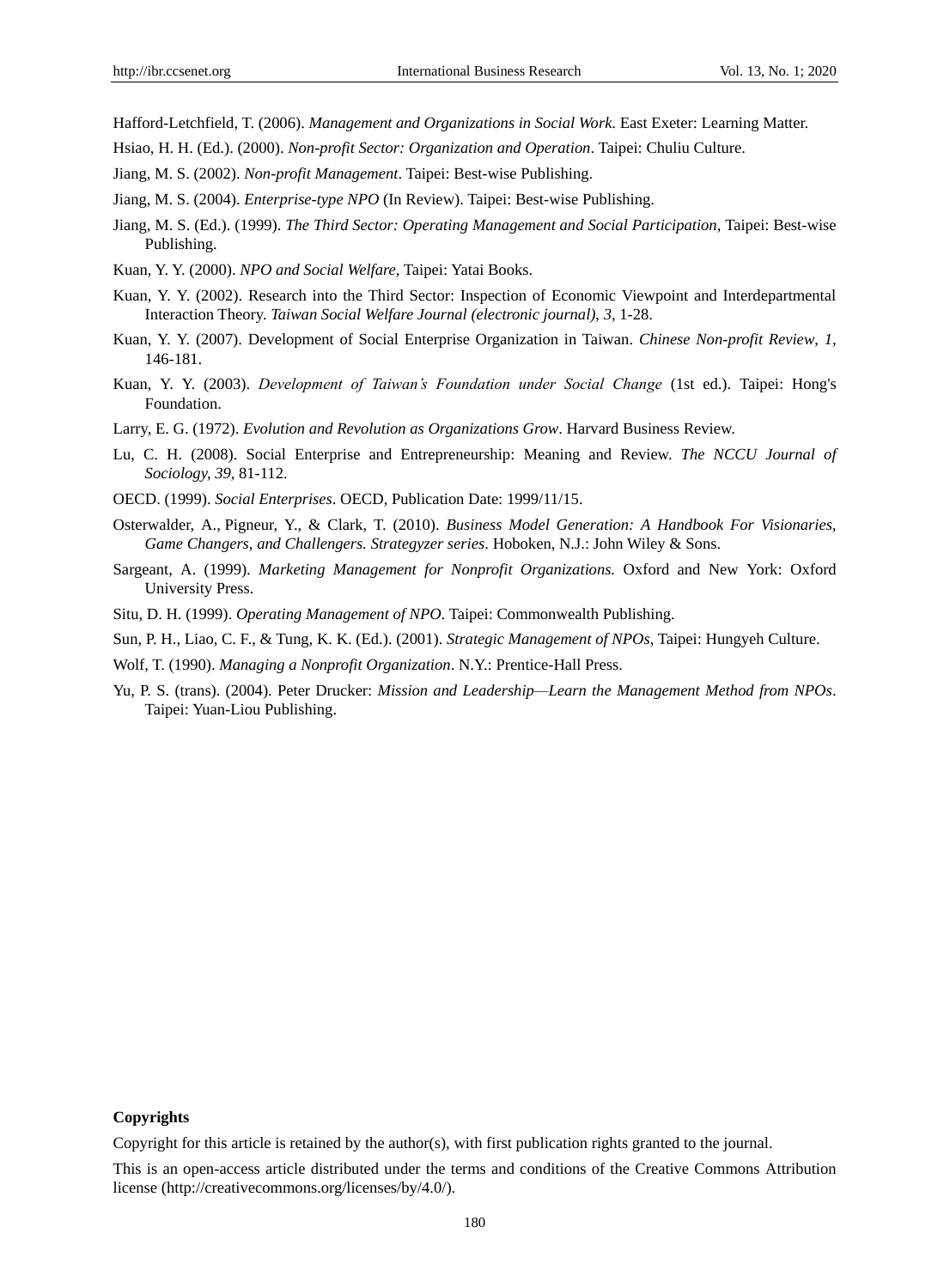Hafford-Letchfield, T. (2006). *Management and Organizations in Social Work*. East Exeter: Learning Matter.

Hsiao, H. H. (Ed.). (2000). *Non-profit Sector: Organization and Operation*. Taipei: Chuliu Culture.

Jiang, M. S. (2002). *Non-profit Management*. Taipei: Best-wise Publishing.

Jiang, M. S. (2004). *Enterprise-type NPO* (In Review). Taipei: Best-wise Publishing.

Jiang, M. S. (Ed.). (1999). *The Third Sector: Operating Management and Social Participation*, Taipei: Best-wise Publishing.

Kuan, Y. Y. (2000). *NPO and Social Welfare*, Taipei: Yatai Books.

Kuan, Y. Y. (2002). Research into the Third Sector: Inspection of Economic Viewpoint and Interdepartmental Interaction Theory. *Taiwan Social Welfare Journal (electronic journal), 3*, 1-28.

Kuan, Y. Y. (2007). Development of Social Enterprise Organization in Taiwan. *Chinese Non-profit Review*, *1*, 146-181.

Kuan, Y. Y. (2003). *Development of Taiwan's Foundation under Social Change* (1st ed.). Taipei: Hong's Foundation.

Larry, E. G. (1972). *Evolution and Revolution as Organizations Grow*. Harvard Business Review.

Lu, C. H. (2008). Social Enterprise and Entrepreneurship: Meaning and Review. *The NCCU Journal of Sociology, 39*, 81-112.

OECD. (1999). *Social Enterprises*. OECD, Publication Date: 1999/11/15.

Osterwalder, A., Pigneur, Y., & Clark, T. (2010). *Business Model Generation: A Handbook For Visionaries, Game Changers, and Challengers. Strategyzer series*. Hoboken, N.J.: John Wiley & Sons.

Sargeant, A. (1999). *Marketing Management for Nonprofit Organizations.* Oxford and New York: Oxford University Press.

Situ, D. H. (1999). *Operating Management of NPO*. Taipei: Commonwealth Publishing.

Sun, P. H., Liao, C. F., & Tung, K. K. (Ed.). (2001). *Strategic Management of NPOs*, Taipei: Hungyeh Culture.

Wolf, T. (1990). *Managing a Nonprofit Organization*. N.Y.: Prentice-Hall Press.

Yu, P. S. (trans). (2004). Peter Drucker: *Mission and Leadership—Learn the Management Method from NPOs*. Taipei: Yuan-Liou Publishing.

**Copyrights**

Copyright for this article is retained by the author(s), with first publication rights granted to the journal.

This is an open-access article distributed under the terms and conditions of the Creative Commons Attribution license (http://creativecommons.org/licenses/by/4.0/).